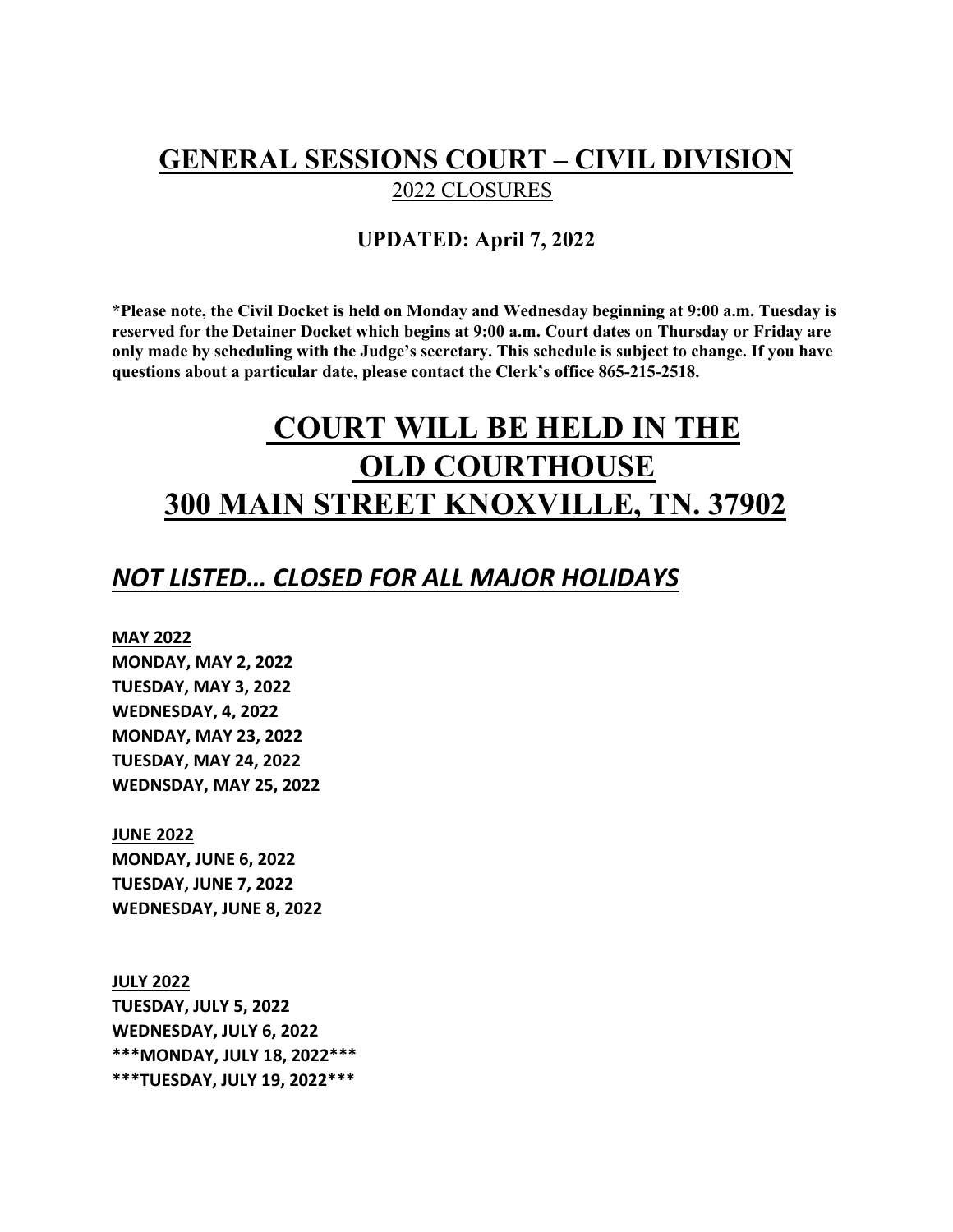# GENERAL SESSIONS COURT – CIVIL DIVISION

2022 CLOSURES

**UPDATED: April 7, 2022**

**\*Please note, the Civil Docket is held on Monday and Wednesday beginning at 9:00 a.m. Tuesday is reserved for the Detainer Docket which begins at 9:00 a.m. Court dates on Thursday or Friday are only made by scheduling with the Judge's secretary. This schedule is subject to change. If you have questions about a particular date, please contact the Clerk's office 865-215-2518.**

# COURT WILL BE HELD IN THE OLD COURTHOUSE 300 MAIN STREET KNOXVILLE, TN. 37902

## *NOT LISTED… CLOSED FOR ALL MAJOR HOLIDAYS*

**MAY 2022**

**MONDAY, MAY 2, 2022**
**TUESDAY, MAY 3, 2022**
**WEDNESDAY, 4, 2022**
**MONDAY, MAY 23, 2022**
**TUESDAY, MAY 24, 2022**
**WEDNSDAY, MAY 25, 2022**

**JUNE 2022**

**MONDAY, JUNE 6, 2022**
**TUESDAY, JUNE 7, 2022**
**WEDNESDAY, JUNE 8, 2022**

**JULY 2022**

**TUESDAY, JULY 5, 2022**
**WEDNESDAY, JULY 6, 2022**
**\*\*\*MONDAY, JULY 18, 2022\*\*\***
**\*\*\*TUESDAY, JULY 19, 2022\*\*\***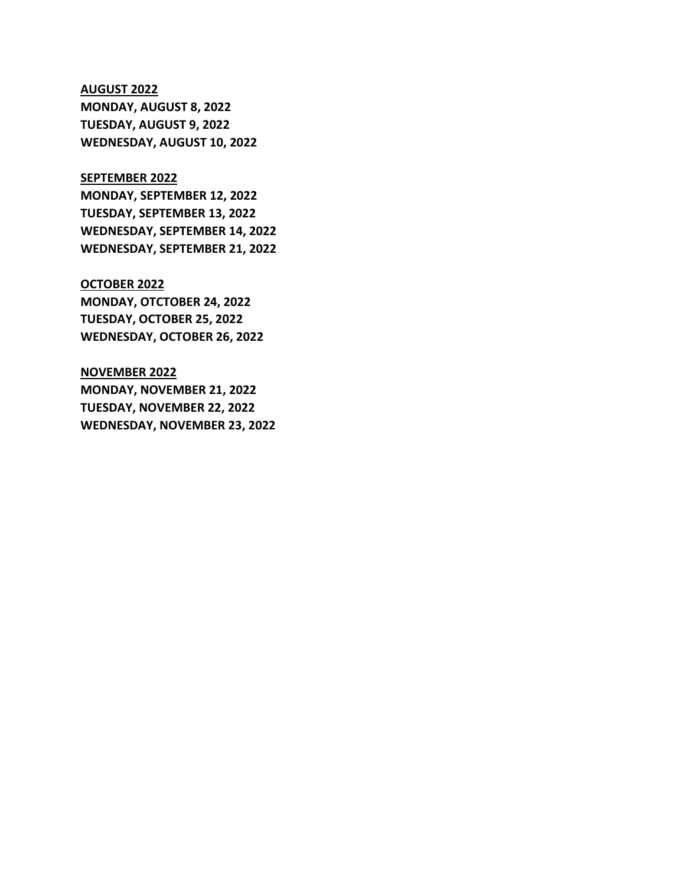**<u>AUGUST 2022</u>**

**MONDAY, AUGUST 8, 2022**
**TUESDAY, AUGUST 9, 2022**
**WEDNESDAY, AUGUST 10, 2022**

**<u>SEPTEMBER 2022</u>**

**MONDAY, SEPTEMBER 12, 2022**
**TUESDAY, SEPTEMBER 13, 2022**
**WEDNESDAY, SEPTEMBER 14, 2022**
**WEDNESDAY, SEPTEMBER 21, 2022**

**<u>OCTOBER 2022</u>**

**MONDAY, OTCTOBER 24, 2022**
**TUESDAY, OCTOBER 25, 2022**
**WEDNESDAY, OCTOBER 26, 2022**

**<u>NOVEMBER 2022</u>**

**MONDAY, NOVEMBER 21, 2022**
**TUESDAY, NOVEMBER 22, 2022**
**WEDNESDAY, NOVEMBER 23, 2022**